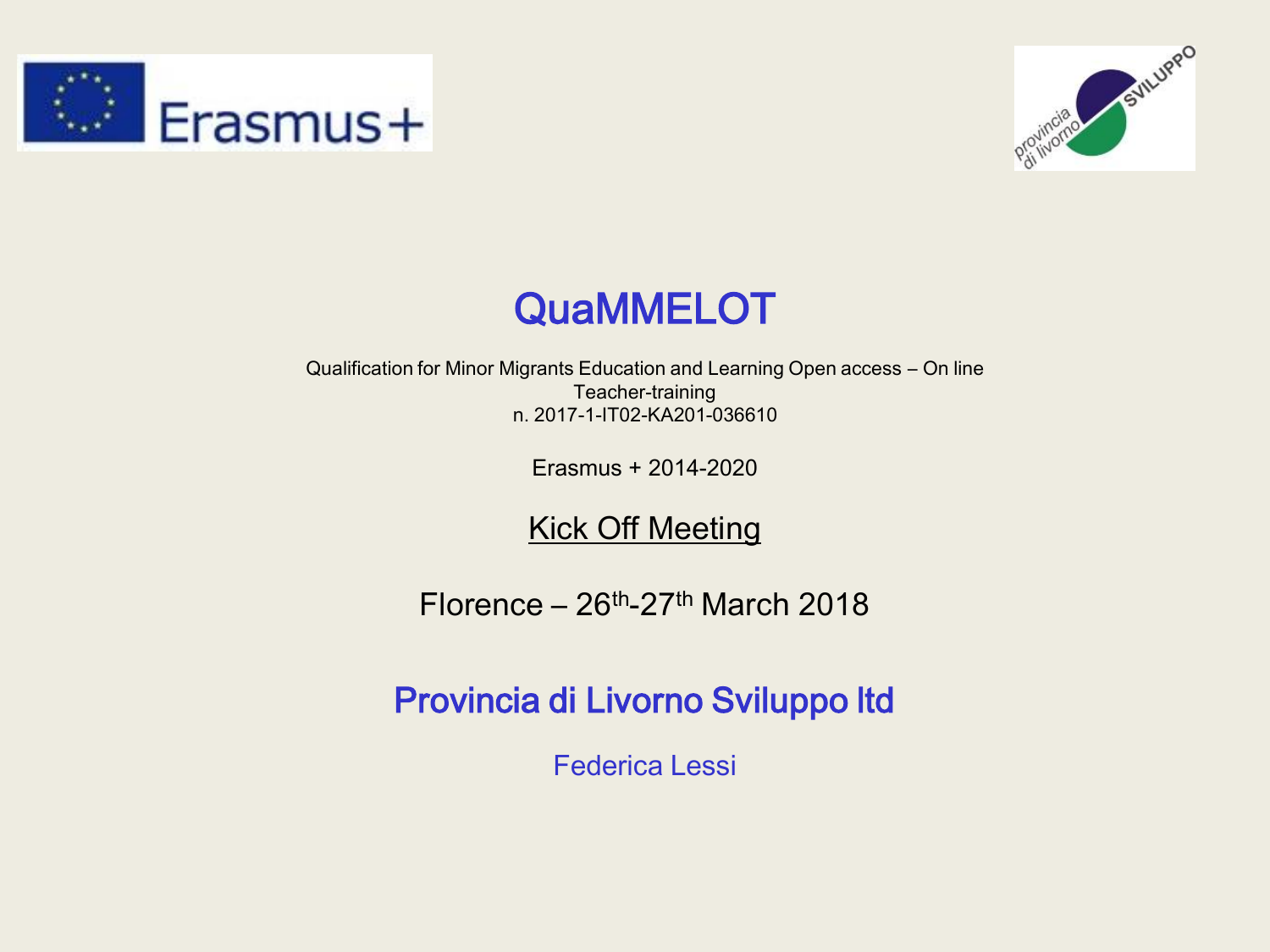# QuaMMELOT

Qualification for Minor Migrants Education and Learning Open access – On line Teacher-training
n. 2017-1-IT02-KA201-036610

Erasmus + 2014-2020

Kick Off Meeting

Florence – 26th-27th March 2018

## Provincia di Livorno Sviluppo ltd

Federica Lessi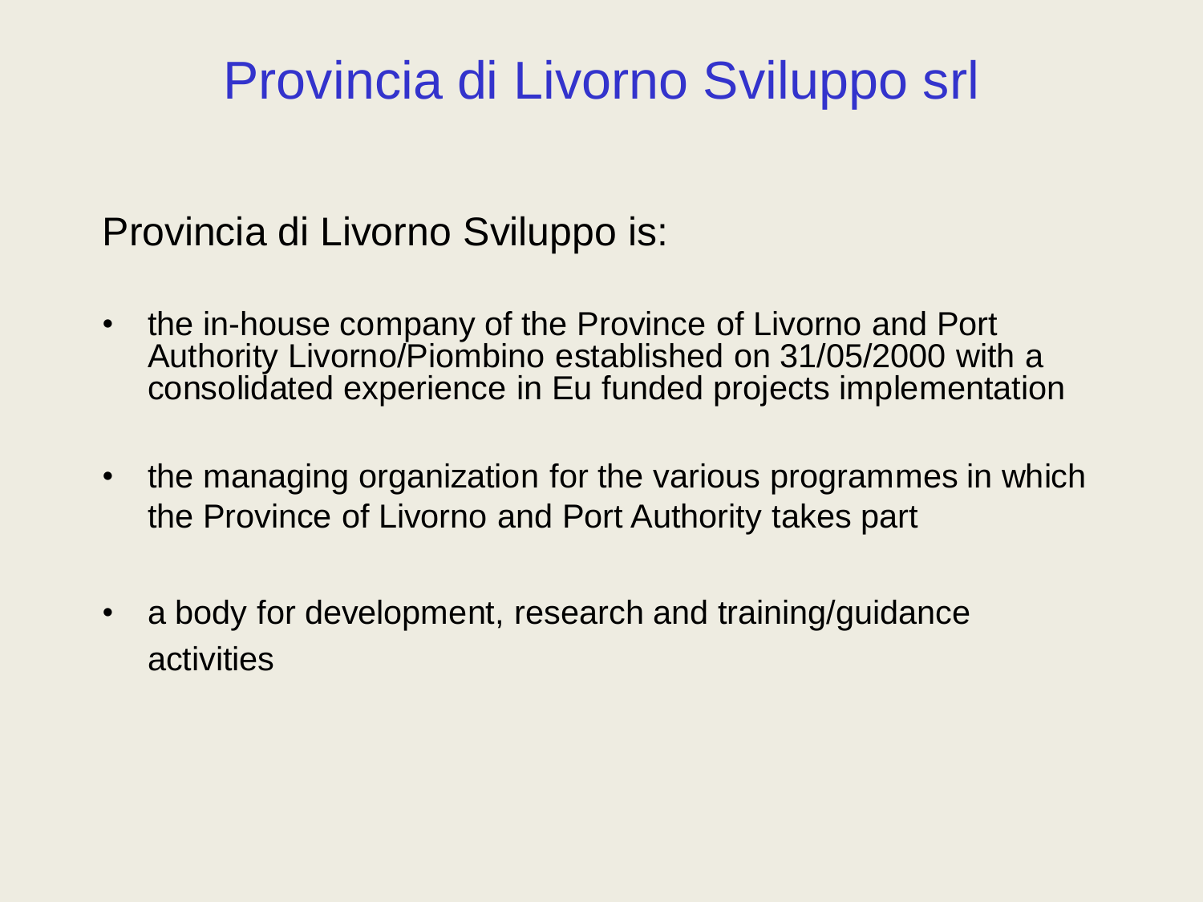# Provincia di Livorno Sviluppo srl

Provincia di Livorno Sviluppo is:

- the in-house company of the Province of Livorno and Port Authority Livorno/Piombino established on 31/05/2000 with a consolidated experience in Eu funded projects implementation
- the managing organization for the various programmes in which the Province of Livorno and Port Authority takes part
- a body for development, research and training/guidance activities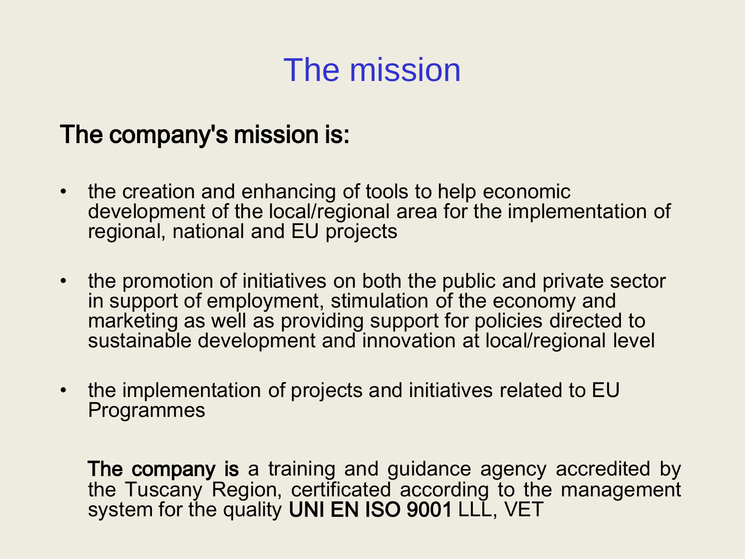# The mission

**The company's mission is:**

- the creation and enhancing of tools to help economic development of the local/regional area for the implementation of regional, national and EU projects

- the promotion of initiatives on both the public and private sector in support of employment, stimulation of the economy and marketing as well as providing support for policies directed to sustainable development and innovation at local/regional level

- the implementation of projects and initiatives related to EU Programmes

**The company is** a training and guidance agency accredited by the Tuscany Region, certificated according to the management system for the quality **UNI EN ISO 9001** LLL, VET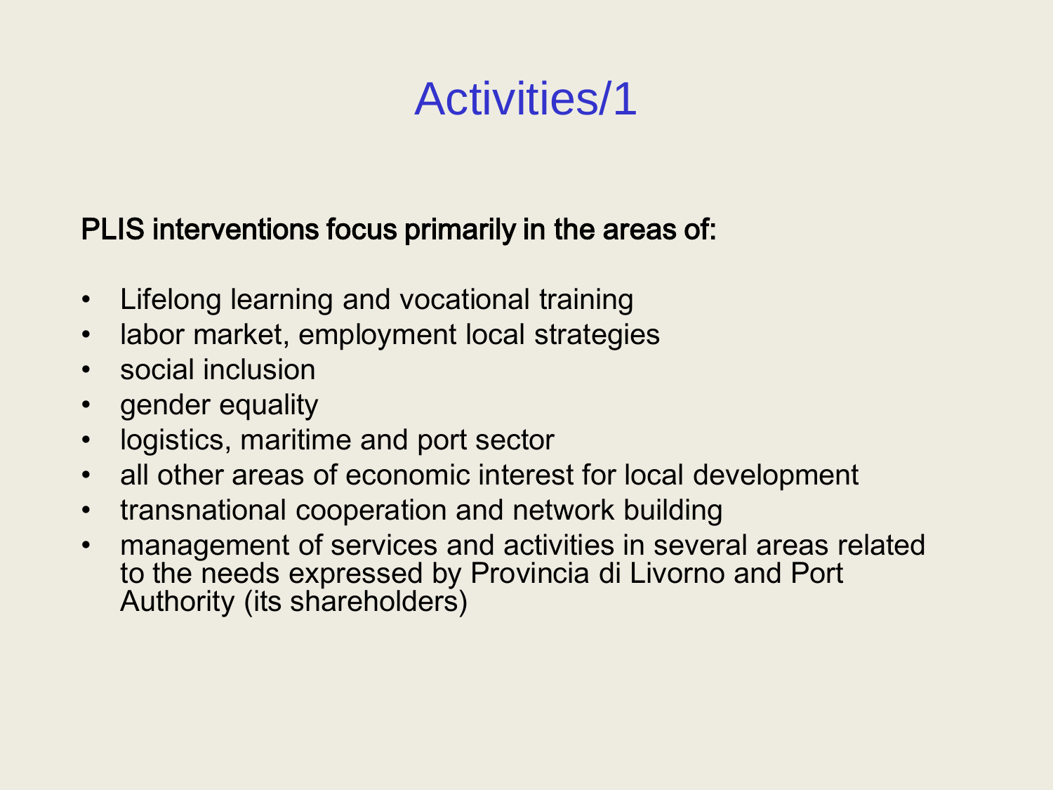# Activities/1

**PLIS interventions focus primarily in the areas of:**

- Lifelong learning and vocational training
- labor market, employment local strategies
- social inclusion
- gender equality
- logistics, maritime and port sector
- all other areas of economic interest for local development
- transnational cooperation and network building
- management of services and activities in several areas related to the needs expressed by Provincia di Livorno and Port Authority (its shareholders)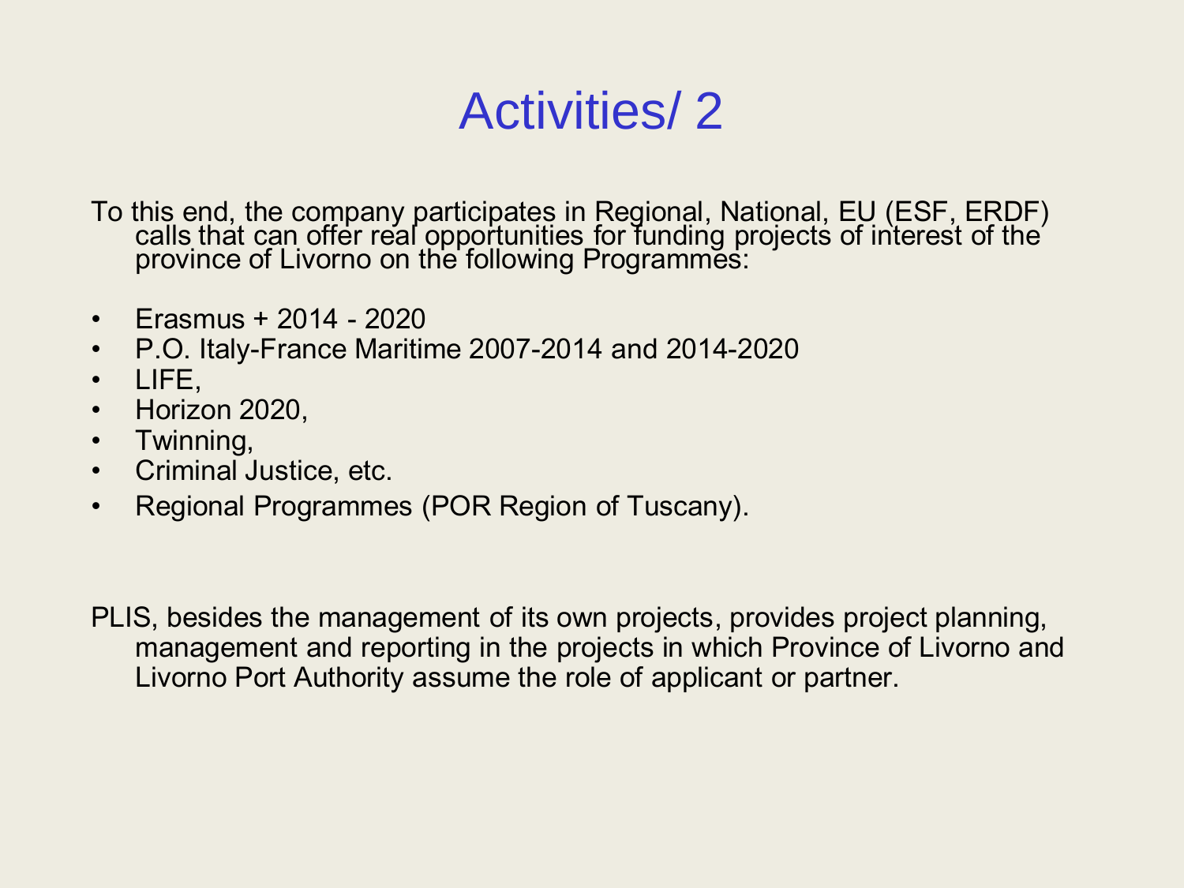# Activities/ 2

To this end, the company participates in Regional, National, EU (ESF, ERDF) calls that can offer real opportunities for funding projects of interest of the province of Livorno on the following Programmes:

- Erasmus + 2014 - 2020
- P.O. Italy-France Maritime 2007-2014 and 2014-2020
- LIFE,
- Horizon 2020,
- Twinning,
- Criminal Justice, etc.
- Regional Programmes (POR Region of Tuscany).

PLIS, besides the management of its own projects, provides project planning, management and reporting in the projects in which Province of Livorno and Livorno Port Authority assume the role of applicant or partner.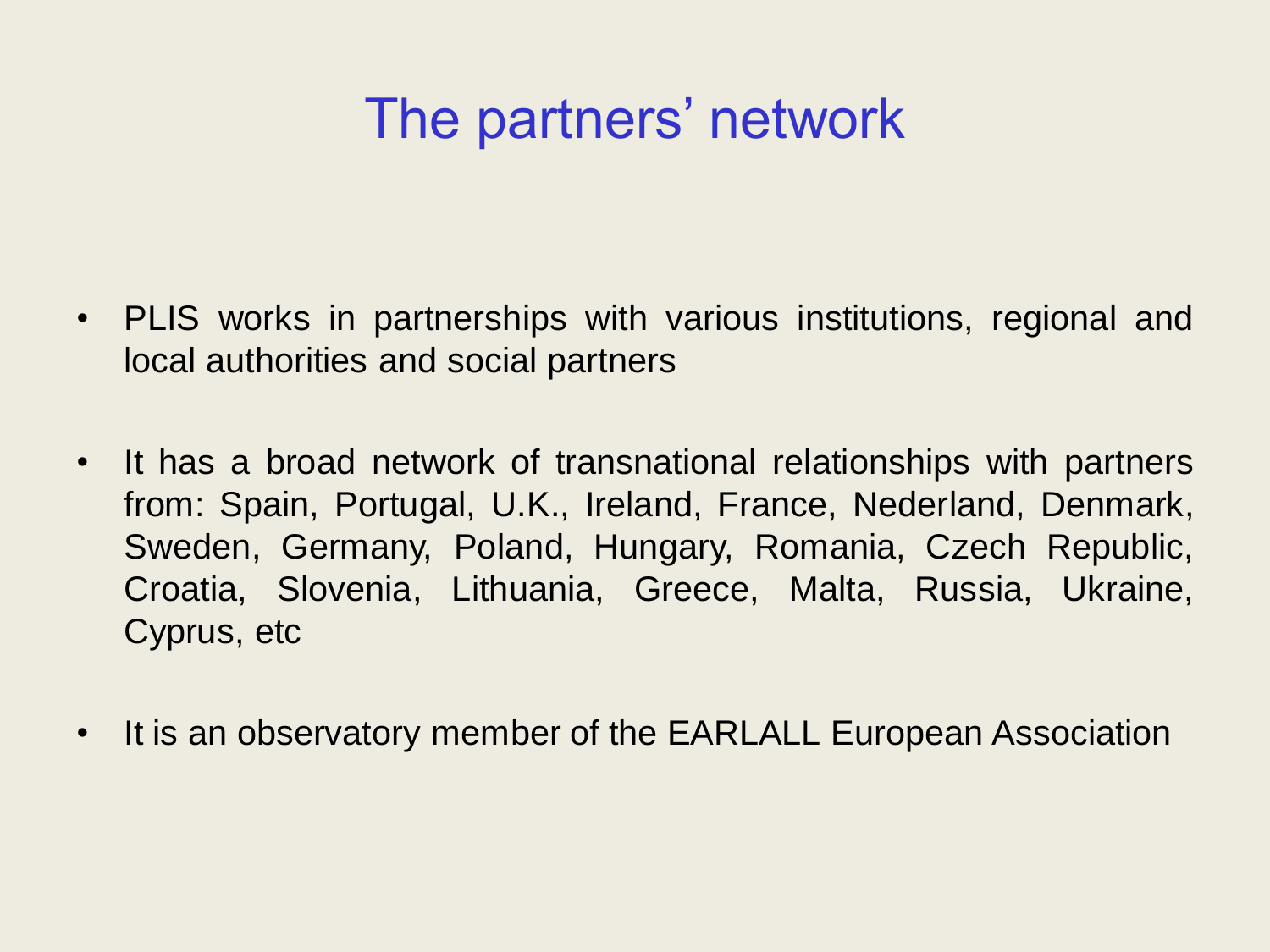# The partners' network

- PLIS works in partnerships with various institutions, regional and local authorities and social partners
- It has a broad network of transnational relationships with partners from: Spain, Portugal, U.K., Ireland, France, Nederland, Denmark, Sweden, Germany, Poland, Hungary, Romania, Czech Republic, Croatia, Slovenia, Lithuania, Greece, Malta, Russia, Ukraine, Cyprus, etc
- It is an observatory member of the EARLALL European Association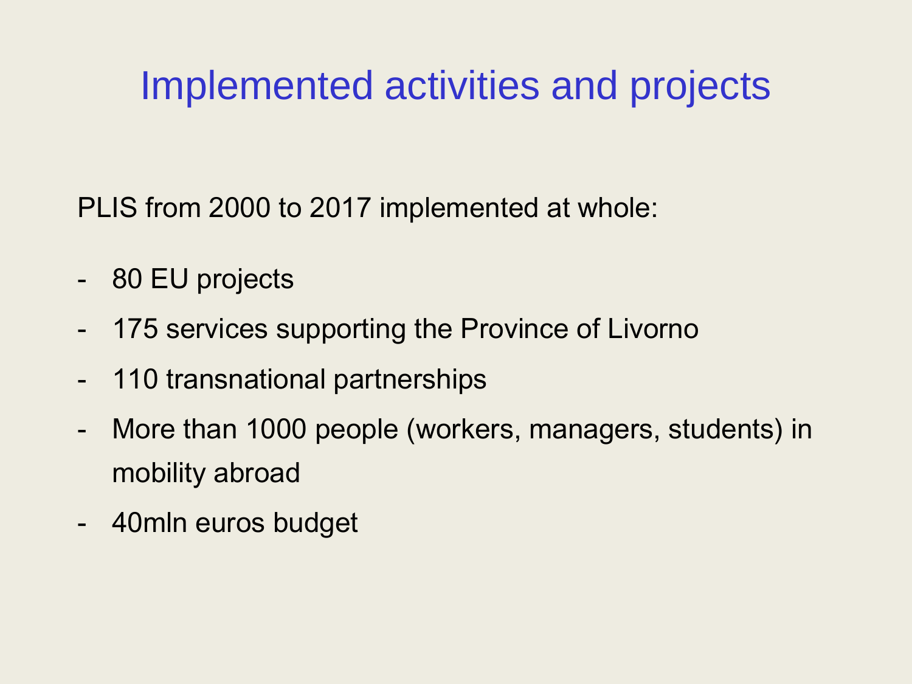# Implemented activities and projects

PLIS from 2000 to 2017 implemented at whole:

- 80 EU projects
- 175 services supporting the Province of Livorno
- 110 transnational partnerships
- More than 1000 people (workers, managers, students) in mobility abroad
- 40mln euros budget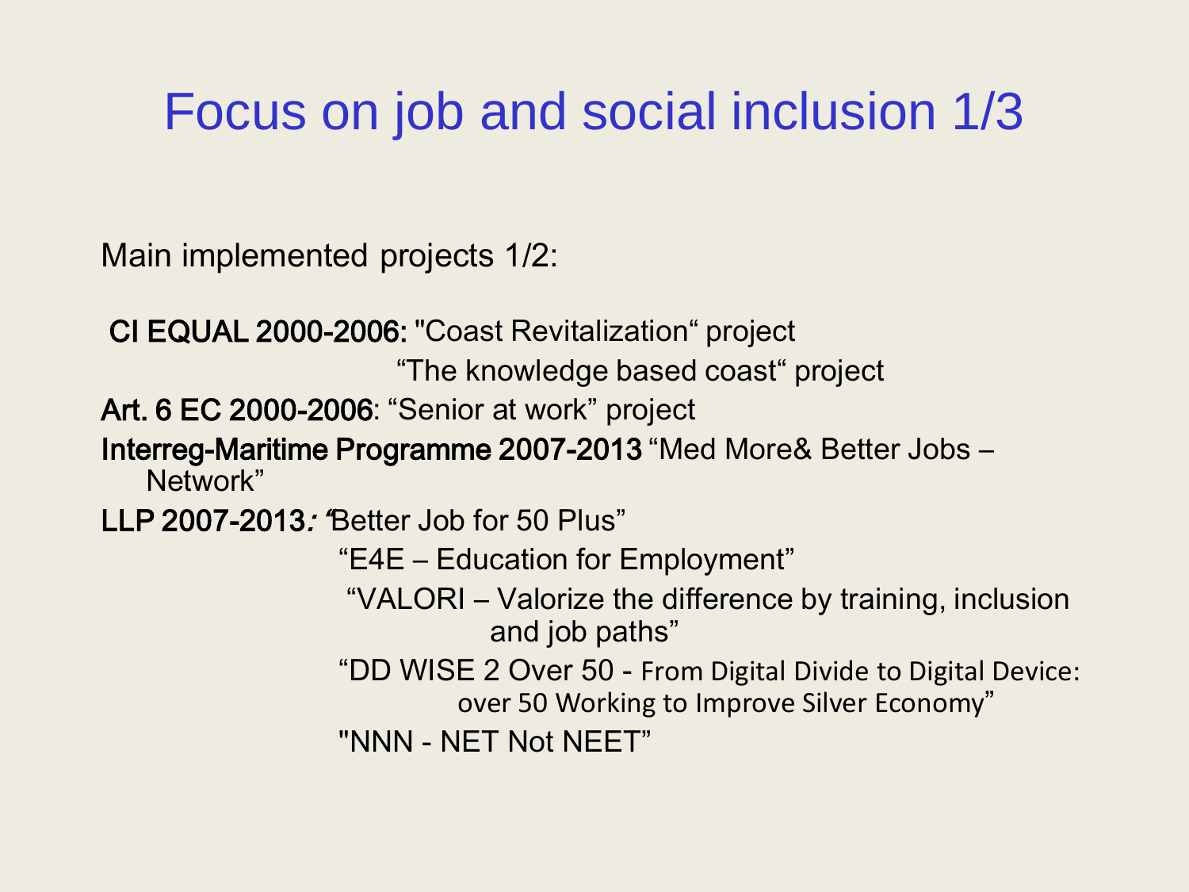# Focus on job and social inclusion 1/3

Main implemented projects 1/2:

**CI EQUAL 2000-2006:** "Coast Revitalization“ project
“The knowledge based coast“ project

**Art. 6 EC 2000-2006**: “Senior at work” project

**Interreg-Maritime Programme 2007-2013** “Med More& Better Jobs – Network”

**LLP 2007-2013***: “*Better Job for 50 Plus”
“E4E – Education for Employment”
“VALORI – Valorize the difference by training, inclusion and job paths”
“DD WISE 2 Over 50 - From Digital Divide to Digital Device: over 50 Working to Improve Silver Economy”
"NNN - NET Not NEET”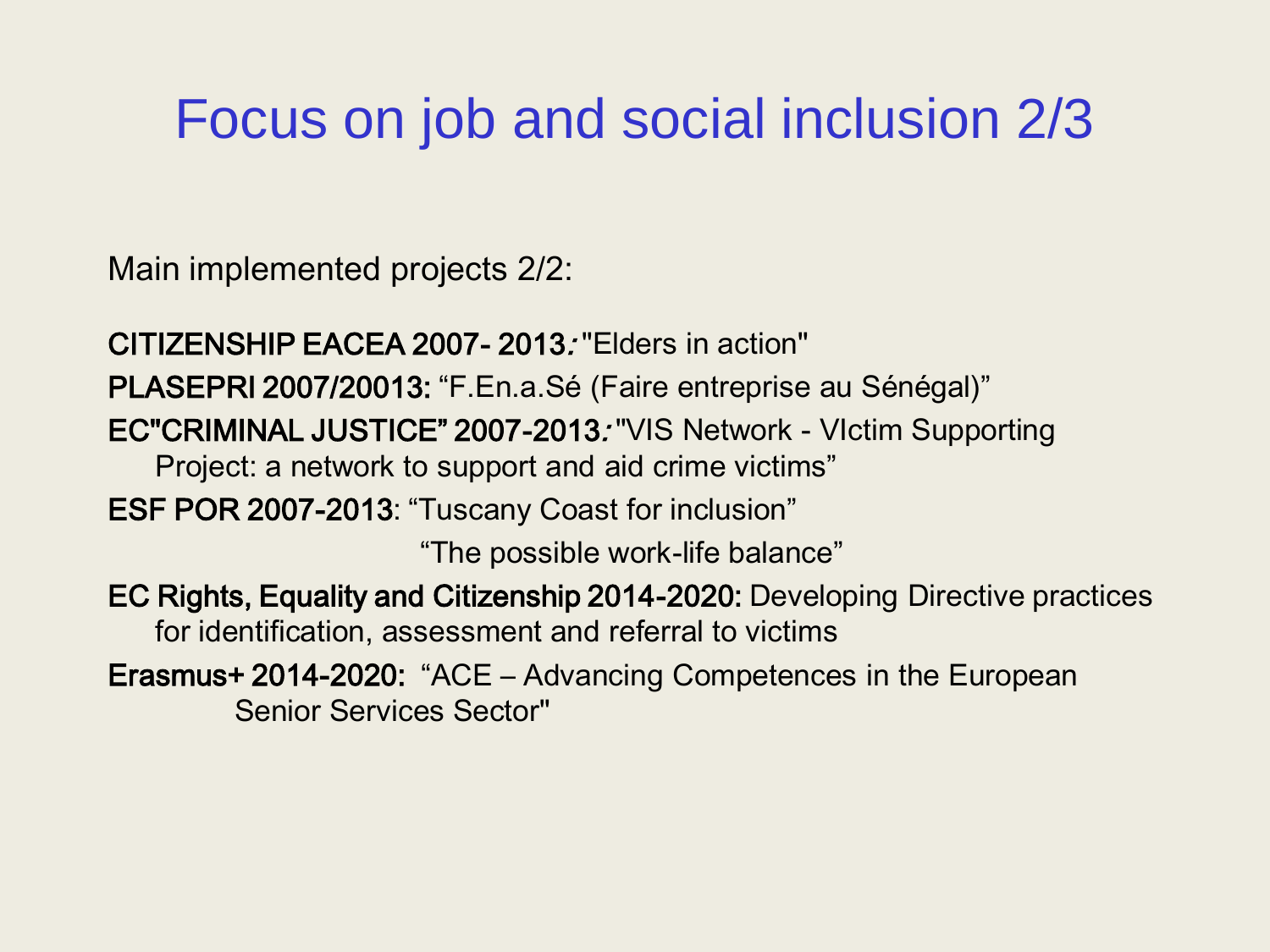# Focus on job and social inclusion 2/3

Main implemented projects 2/2:

**CITIZENSHIP EACEA 2007- 2013***:* "Elders in action"

**PLASEPRI 2007/20013:** "F.En.a.Sé (Faire entreprise au Sénégal)"

**EC"CRIMINAL JUSTICE" 2007-2013***:* "VIS Network - VIctim Supporting Project: a network to support and aid crime victims"

**ESF POR 2007-2013**: "Tuscany Coast for inclusion"
"The possible work-life balance"

**EC Rights, Equality and Citizenship 2014-2020:** Developing Directive practices for identification, assessment and referral to victims

**Erasmus+ 2014-2020:** "ACE – Advancing Competences in the European Senior Services Sector"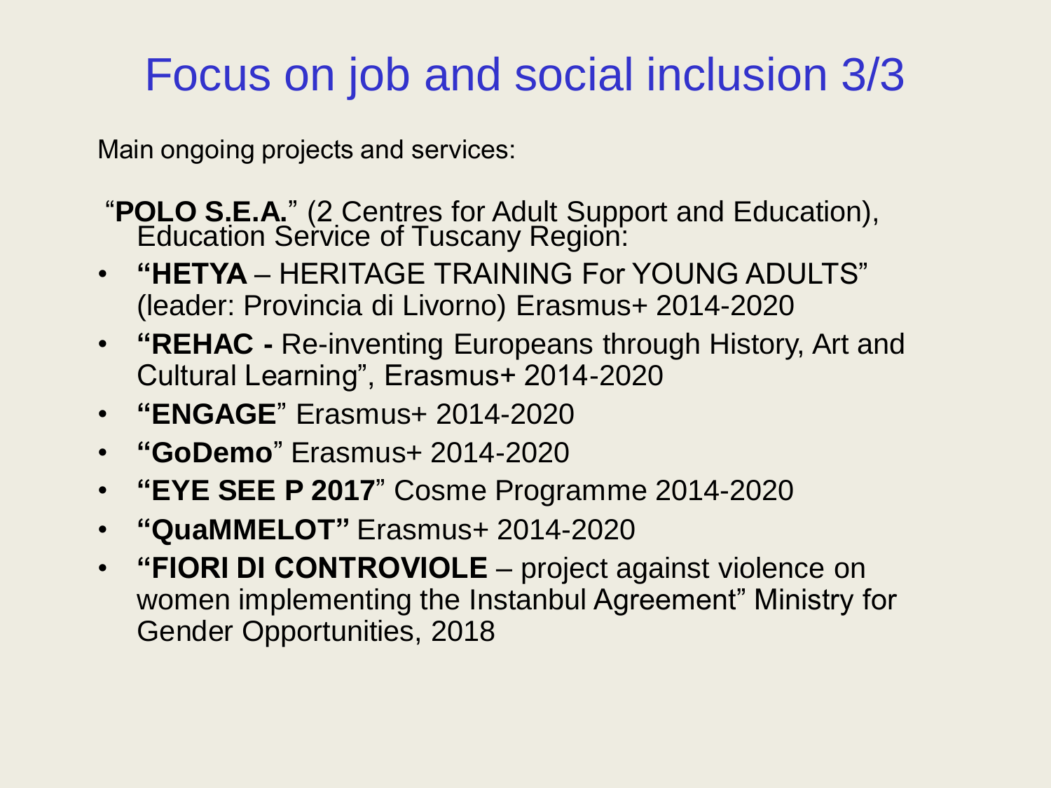# Focus on job and social inclusion 3/3

Main ongoing projects and services:

"**POLO S.E.A.**" (2 Centres for Adult Support and Education), Education Service of Tuscany Region:

- **"HETYA** – HERITAGE TRAINING For YOUNG ADULTS" (leader: Provincia di Livorno) Erasmus+ 2014-2020
- **"REHAC -** Re-inventing Europeans through History, Art and Cultural Learning", Erasmus+ 2014-2020
- **"ENGAGE**" Erasmus+ 2014-2020
- **"GoDemo**" Erasmus+ 2014-2020
- **"EYE SEE P 2017**" Cosme Programme 2014-2020
- **"QuaMMELOT"** Erasmus+ 2014-2020
- **"FIORI DI CONTROVIOLE** – project against violence on women implementing the Instanbul Agreement" Ministry for Gender Opportunities, 2018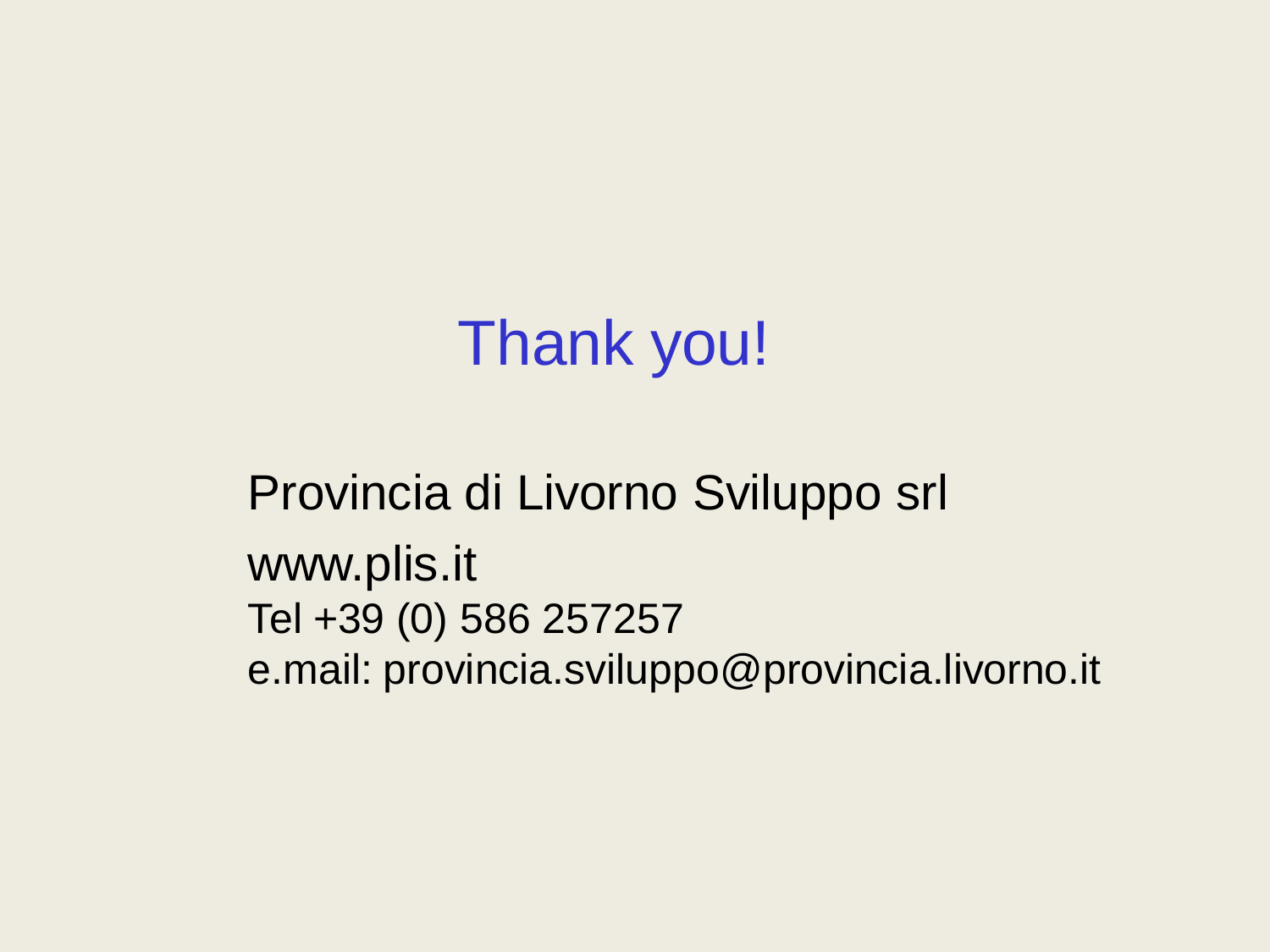# Thank you!

Provincia di Livorno Sviluppo srl

www.plis.it

Tel +39 (0) 586 257257

e.mail: provincia.sviluppo@provincia.livorno.it